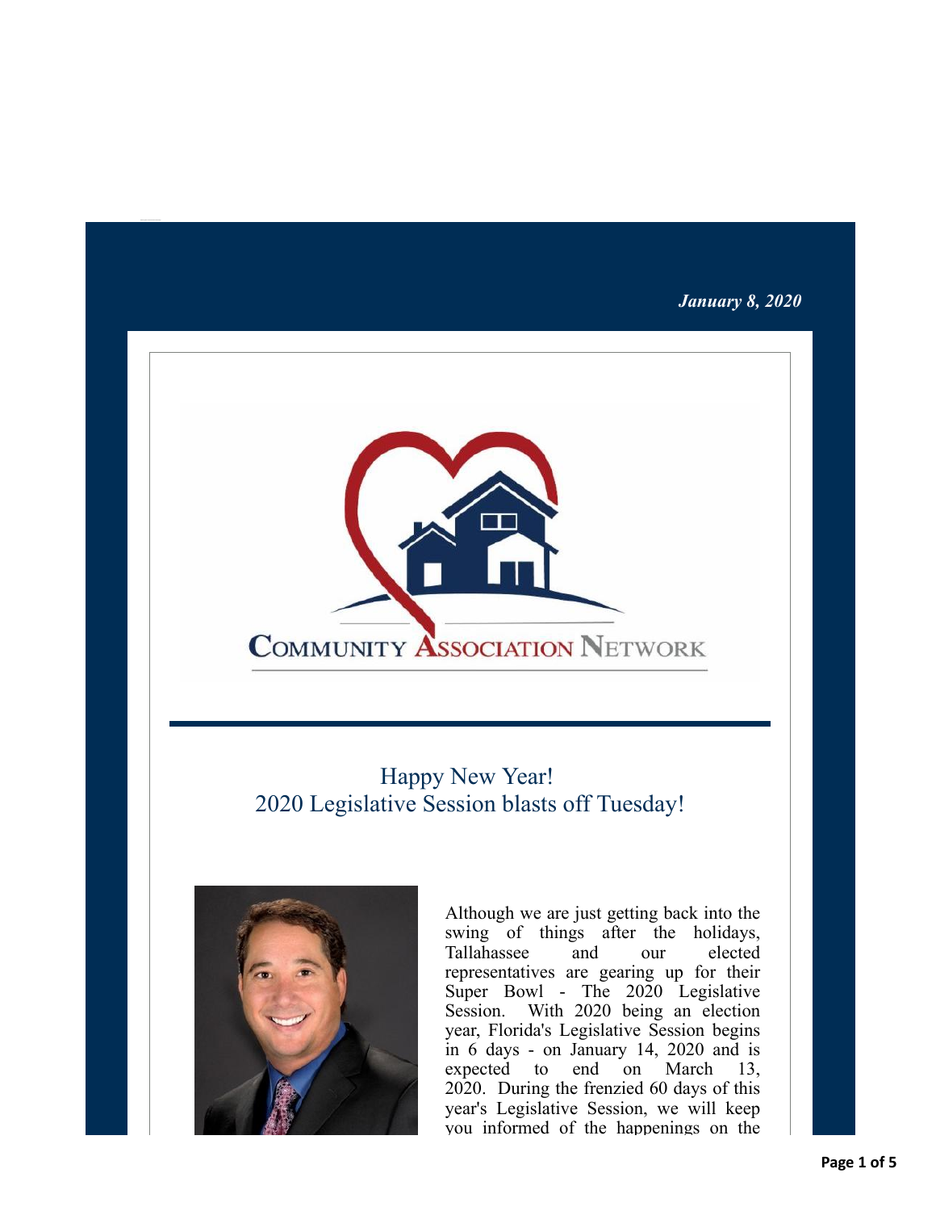*January 8, 2020*

COMMUNITY ASSOCIATION NETWORK

## Happy New Year!
## 2020 Legislative Session blasts off Tuesday!

Although we are just getting back into the swing of things after the holidays, Tallahassee and our elected representatives are gearing up for their Super Bowl - The 2020 Legislative Session. With 2020 being an election year, Florida's Legislative Session begins in 6 days - on January 14, 2020 and is expected to end on March 13, 2020. During the frenzied 60 days of this year's Legislative Session, we will keep you informed of the happenings on the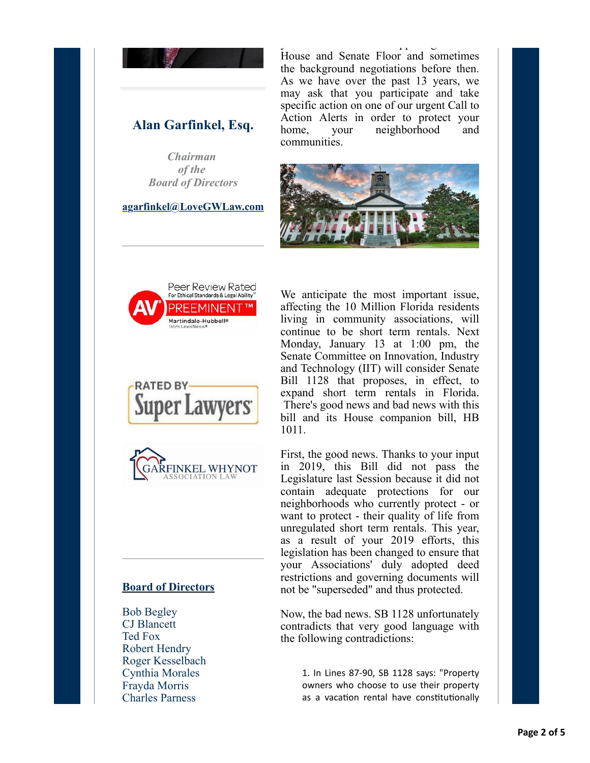House and Senate Floor and sometimes the background negotiations before then. As we have over the past 13 years, we may ask that you participate and take specific action on one of our urgent Call to Action Alerts in order to protect your home, your neighborhood and communities.

We anticipate the most important issue, affecting the 10 Million Florida residents living in community associations, will continue to be short term rentals. Next Monday, January 13 at 1:00 pm, the Senate Committee on Innovation, Industry and Technology (IIT) will consider Senate Bill 1128 that proposes, in effect, to expand short term rentals in Florida. There's good news and bad news with this bill and its House companion bill, HB 1011.

First, the good news. Thanks to your input in 2019, this Bill did not pass the Legislature last Session because it did not contain adequate protections for our neighborhoods who currently protect - or want to protect - their quality of life from unregulated short term rentals. This year, as a result of your 2019 efforts, this legislation has been changed to ensure that your Associations' duly adopted deed restrictions and governing documents will not be "superseded" and thus protected.

Now, the bad news. SB 1128 unfortunately contradicts that very good language with the following contradictions:

> 1. In Lines 87-90, SB 1128 says: "Property owners who choose to use their property as a vacation rental have constitutionally

## Alan Garfinkel, Esq.

*Chairman of the Board of Directors*

agarfinkel@LoveGWLaw.com

Peer Review Rated For Ethical Standards & Legal Ability
AV PREEMINENT™ Martindale-Hubbell® from LexisNexis®

RATED BY Super Lawyers

GARFINKEL WHYNOT ASSOCIATION LAW

### Board of Directors

Bob Begley
CJ Blancett
Ted Fox
Robert Hendry
Roger Kesselbach
Cynthia Morales
Frayda Morris
Charles Parness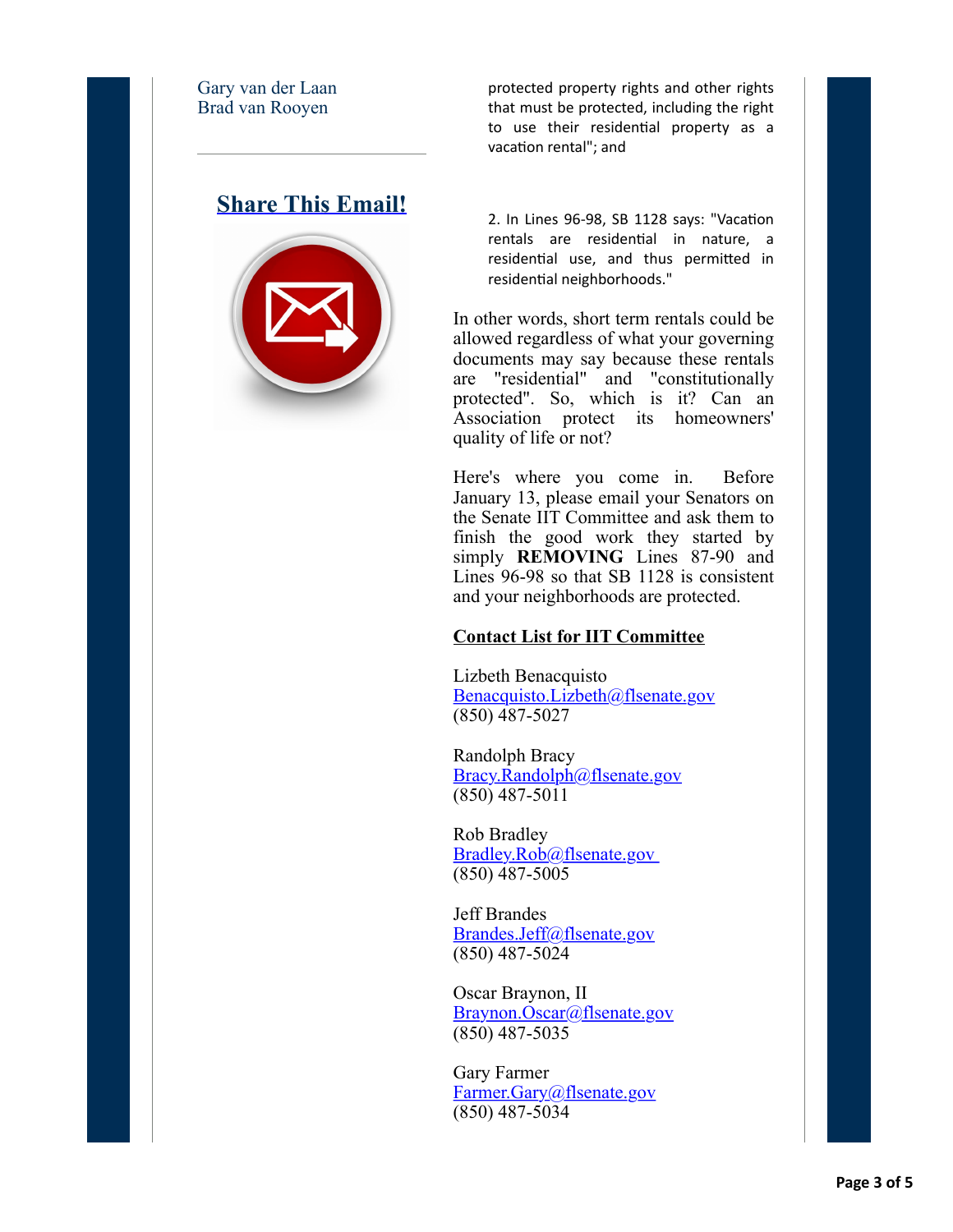Gary van der Laan
Brad van Rooyen

---

## Share This Email!

protected property rights and other rights that must be protected, including the right to use their residential property as a vacation rental"; and

2. In Lines 96-98, SB 1128 says: "Vacation rentals are residential in nature, a residential use, and thus permitted in residential neighborhoods."

In other words, short term rentals could be allowed regardless of what your governing documents may say because these rentals are "residential" and "constitutionally protected". So, which is it? Can an Association protect its homeowners' quality of life or not?

Here's where you come in. Before January 13, please email your Senators on the Senate IIT Committee and ask them to finish the good work they started by simply **REMOVING** Lines 87-90 and Lines 96-98 so that SB 1128 is consistent and your neighborhoods are protected.

**Contact List for IIT Committee**

Lizbeth Benacquisto
Benacquisto.Lizbeth@flsenate.gov
(850) 487-5027

Randolph Bracy
Bracy.Randolph@flsenate.gov
(850) 487-5011

Rob Bradley
Bradley.Rob@flsenate.gov
(850) 487-5005

Jeff Brandes
Brandes.Jeff@flsenate.gov
(850) 487-5024

Oscar Braynon, II
Braynon.Oscar@flsenate.gov
(850) 487-5035

Gary Farmer
Farmer.Gary@flsenate.gov
(850) 487-5034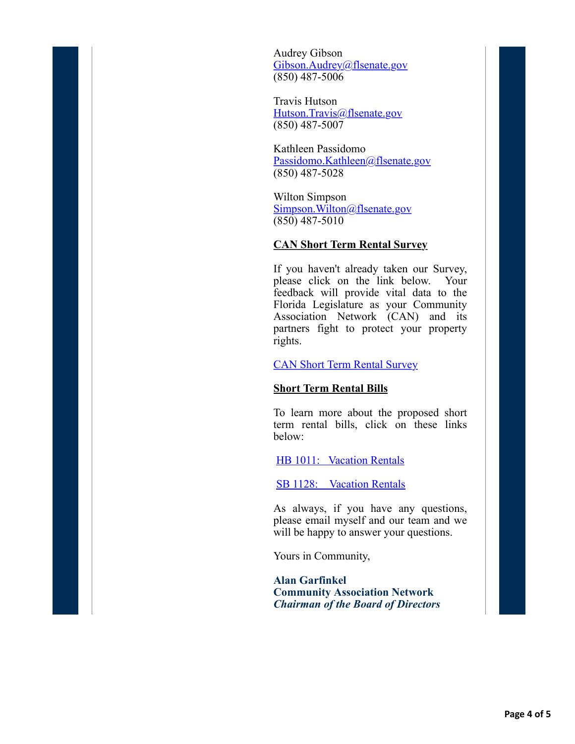Audrey Gibson
Gibson.Audrey@flsenate.gov
(850) 487-5006

Travis Hutson
Hutson.Travis@flsenate.gov
(850) 487-5007

Kathleen Passidomo
Passidomo.Kathleen@flsenate.gov
(850) 487-5028

Wilton Simpson
Simpson.Wilton@flsenate.gov
(850) 487-5010

**CAN Short Term Rental Survey**

If you haven't already taken our Survey, please click on the link below. Your feedback will provide vital data to the Florida Legislature as your Community Association Network (CAN) and its partners fight to protect your property rights.

CAN Short Term Rental Survey

**Short Term Rental Bills**

To learn more about the proposed short term rental bills, click on these links below:

HB 1011: Vacation Rentals

SB 1128: Vacation Rentals

As always, if you have any questions, please email myself and our team and we will be happy to answer your questions.

Yours in Community,

**Alan Garfinkel**
**Community Association Network**
***Chairman of the Board of Directors***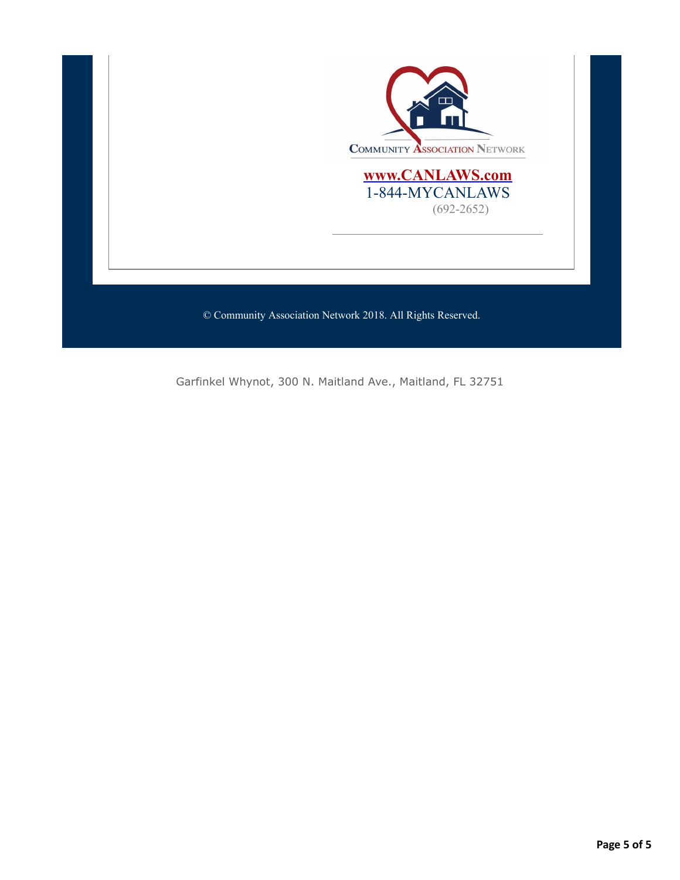COMMUNITY ASSOCIATION NETWORK

www.CANLAWS.com

1-844-MYCANLAWS

(692-2652)

© Community Association Network 2018. All Rights Reserved.

Garfinkel Whynot, 300 N. Maitland Ave., Maitland, FL 32751